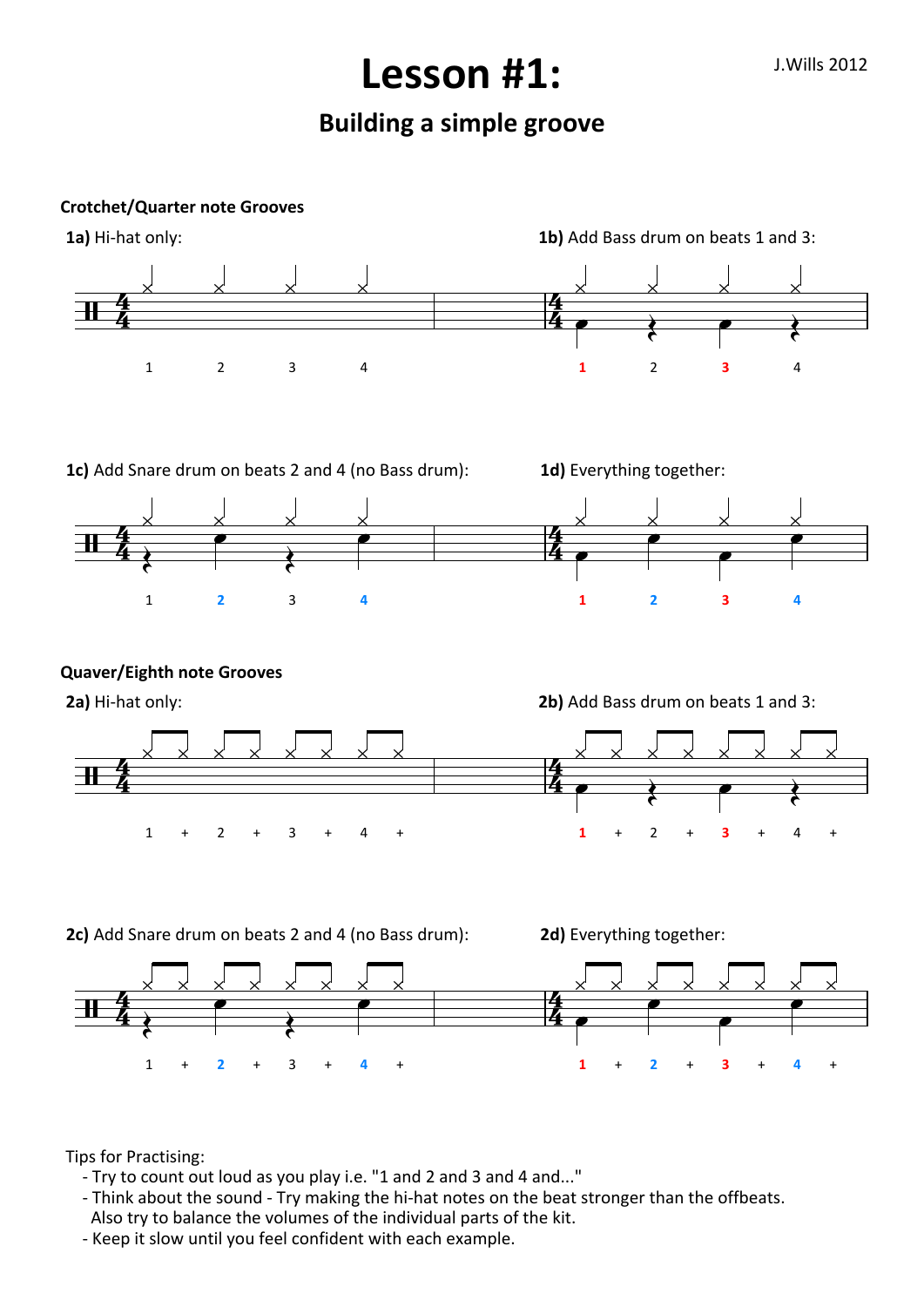# Lesson #1:

J.Wills 2012

## Building a simple groove

### Crotchet/Quarter note Grooves

**1a)** Hi-hat only:

1 2 3 4

**1b)** Add Bass drum on beats 1 and 3:

1 2 3 4

**1c)** Add Snare drum on beats 2 and 4 (no Bass drum):

1 2 3 4

**1d)** Everything together:

1 2 3 4

### Quaver/Eighth note Grooves

**2a)** Hi-hat only:

1 + 2 + 3 + 4 +

**2b)** Add Bass drum on beats 1 and 3:

1 + 2 + 3 + 4 +

**2c)** Add Snare drum on beats 2 and 4 (no Bass drum):

1 + 2 + 3 + 4 +

**2d)** Everything together:

1 + 2 + 3 + 4 +

Tips for Practising:

- Try to count out loud as you play i.e. "1 and 2 and 3 and 4 and..."
- Think about the sound - Try making the hi-hat notes on the beat stronger than the offbeats. Also try to balance the volumes of the individual parts of the kit.
- Keep it slow until you feel confident with each example.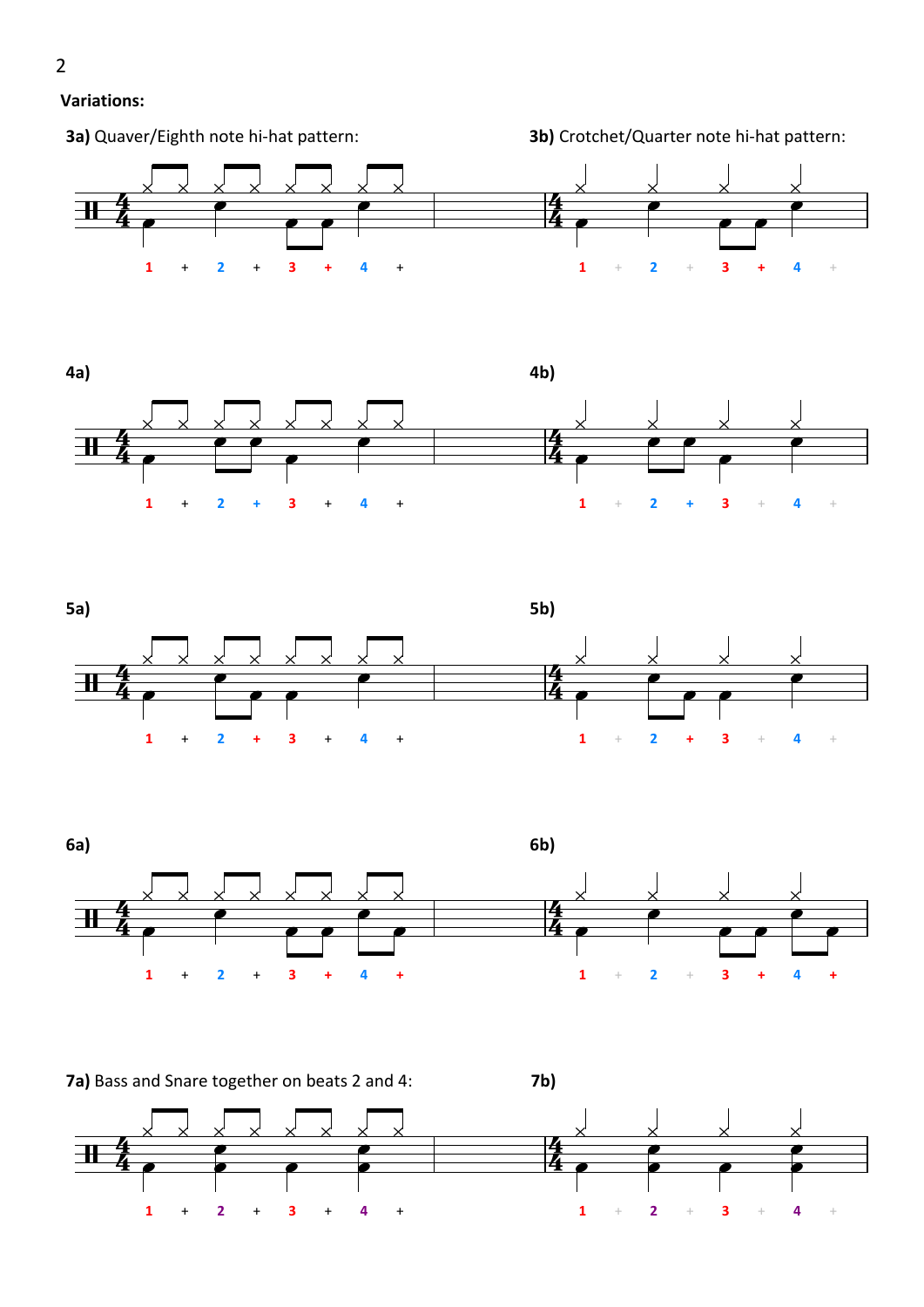**Variations:**

**3a)** Quaver/Eighth note hi-hat pattern:

1 + 2 + 3 + 4 +

**3b)** Crotchet/Quarter note hi-hat pattern:

1 + 2 + 3 + 4 +

**4a)**

1 + 2 + 3 + 4 +

**4b)**

1 + 2 + 3 + 4 +

**5a)**

1 + 2 + 3 + 4 +

**5b)**

1 + 2 + 3 + 4 +

**6a)**

1 + 2 + 3 + 4 +

**6b)**

1 + 2 + 3 + 4 +

**7a)** Bass and Snare together on beats 2 and 4:

1 + 2 + 3 + 4 +

**7b)**

1 + 2 + 3 + 4 +